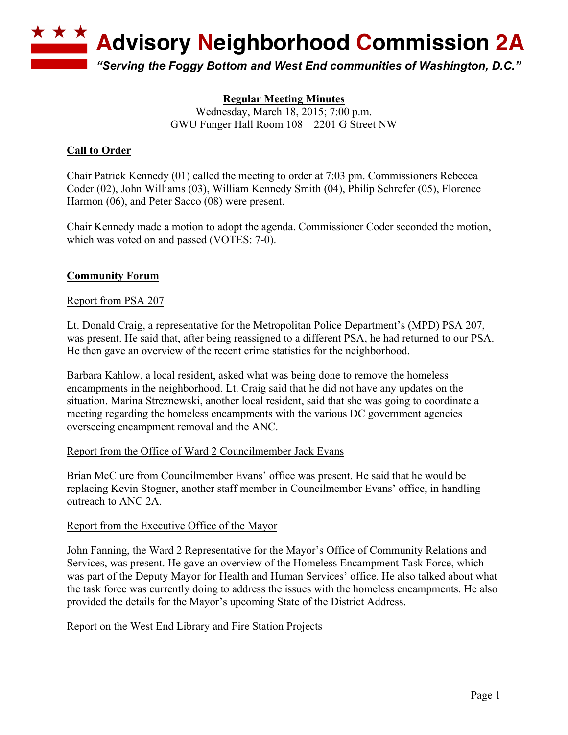# Advisory Neighborhood Commission 2A

*"Serving the Foggy Bottom and West End communities of Washington, D.C."*

**Regular Meeting Minutes**
Wednesday, March 18, 2015; 7:00 p.m.
GWU Funger Hall Room 108 – 2201 G Street NW

## Call to Order

Chair Patrick Kennedy (01) called the meeting to order at 7:03 pm. Commissioners Rebecca Coder (02), John Williams (03), William Kennedy Smith (04), Philip Schrefer (05), Florence Harmon (06), and Peter Sacco (08) were present.

Chair Kennedy made a motion to adopt the agenda. Commissioner Coder seconded the motion, which was voted on and passed (VOTES: 7-0).

## Community Forum

### Report from PSA 207

Lt. Donald Craig, a representative for the Metropolitan Police Department's (MPD) PSA 207, was present. He said that, after being reassigned to a different PSA, he had returned to our PSA. He then gave an overview of the recent crime statistics for the neighborhood.

Barbara Kahlow, a local resident, asked what was being done to remove the homeless encampments in the neighborhood. Lt. Craig said that he did not have any updates on the situation. Marina Streznewski, another local resident, said that she was going to coordinate a meeting regarding the homeless encampments with the various DC government agencies overseeing encampment removal and the ANC.

### Report from the Office of Ward 2 Councilmember Jack Evans

Brian McClure from Councilmember Evans' office was present. He said that he would be replacing Kevin Stogner, another staff member in Councilmember Evans' office, in handling outreach to ANC 2A.

### Report from the Executive Office of the Mayor

John Fanning, the Ward 2 Representative for the Mayor's Office of Community Relations and Services, was present. He gave an overview of the Homeless Encampment Task Force, which was part of the Deputy Mayor for Health and Human Services' office. He also talked about what the task force was currently doing to address the issues with the homeless encampments. He also provided the details for the Mayor's upcoming State of the District Address.

### Report on the West End Library and Fire Station Projects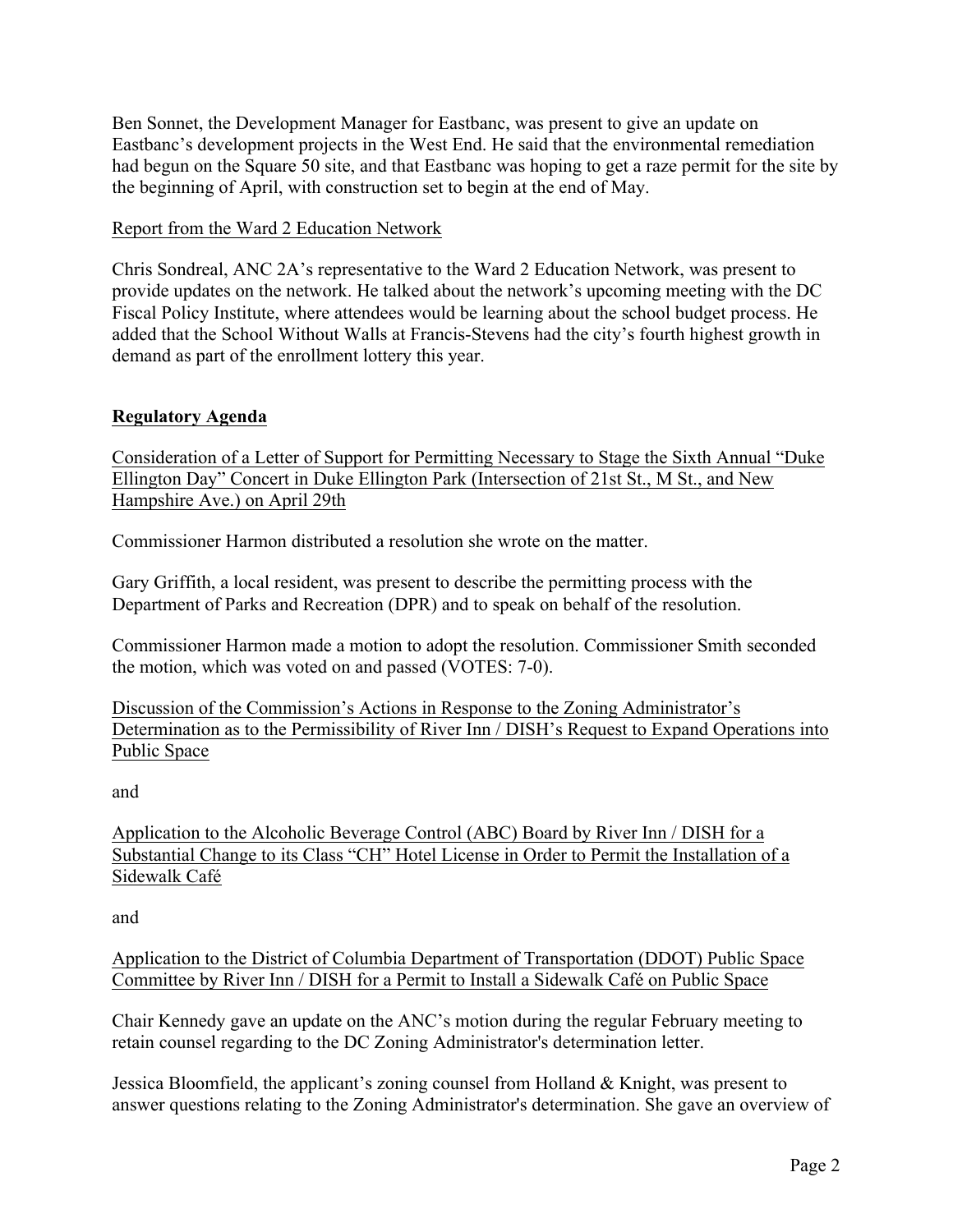Ben Sonnet, the Development Manager for Eastbanc, was present to give an update on Eastbanc's development projects in the West End. He said that the environmental remediation had begun on the Square 50 site, and that Eastbanc was hoping to get a raze permit for the site by the beginning of April, with construction set to begin at the end of May.

Report from the Ward 2 Education Network

Chris Sondreal, ANC 2A's representative to the Ward 2 Education Network, was present to provide updates on the network. He talked about the network's upcoming meeting with the DC Fiscal Policy Institute, where attendees would be learning about the school budget process. He added that the School Without Walls at Francis-Stevens had the city's fourth highest growth in demand as part of the enrollment lottery this year.

## Regulatory Agenda

Consideration of a Letter of Support for Permitting Necessary to Stage the Sixth Annual "Duke Ellington Day" Concert in Duke Ellington Park (Intersection of 21st St., M St., and New Hampshire Ave.) on April 29th

Commissioner Harmon distributed a resolution she wrote on the matter.

Gary Griffith, a local resident, was present to describe the permitting process with the Department of Parks and Recreation (DPR) and to speak on behalf of the resolution.

Commissioner Harmon made a motion to adopt the resolution. Commissioner Smith seconded the motion, which was voted on and passed (VOTES: 7-0).

Discussion of the Commission's Actions in Response to the Zoning Administrator's Determination as to the Permissibility of River Inn / DISH's Request to Expand Operations into Public Space

and

Application to the Alcoholic Beverage Control (ABC) Board by River Inn / DISH for a Substantial Change to its Class "CH" Hotel License in Order to Permit the Installation of a Sidewalk Café

and

Application to the District of Columbia Department of Transportation (DDOT) Public Space Committee by River Inn / DISH for a Permit to Install a Sidewalk Café on Public Space

Chair Kennedy gave an update on the ANC's motion during the regular February meeting to retain counsel regarding to the DC Zoning Administrator's determination letter.

Jessica Bloomfield, the applicant's zoning counsel from Holland & Knight, was present to answer questions relating to the Zoning Administrator's determination. She gave an overview of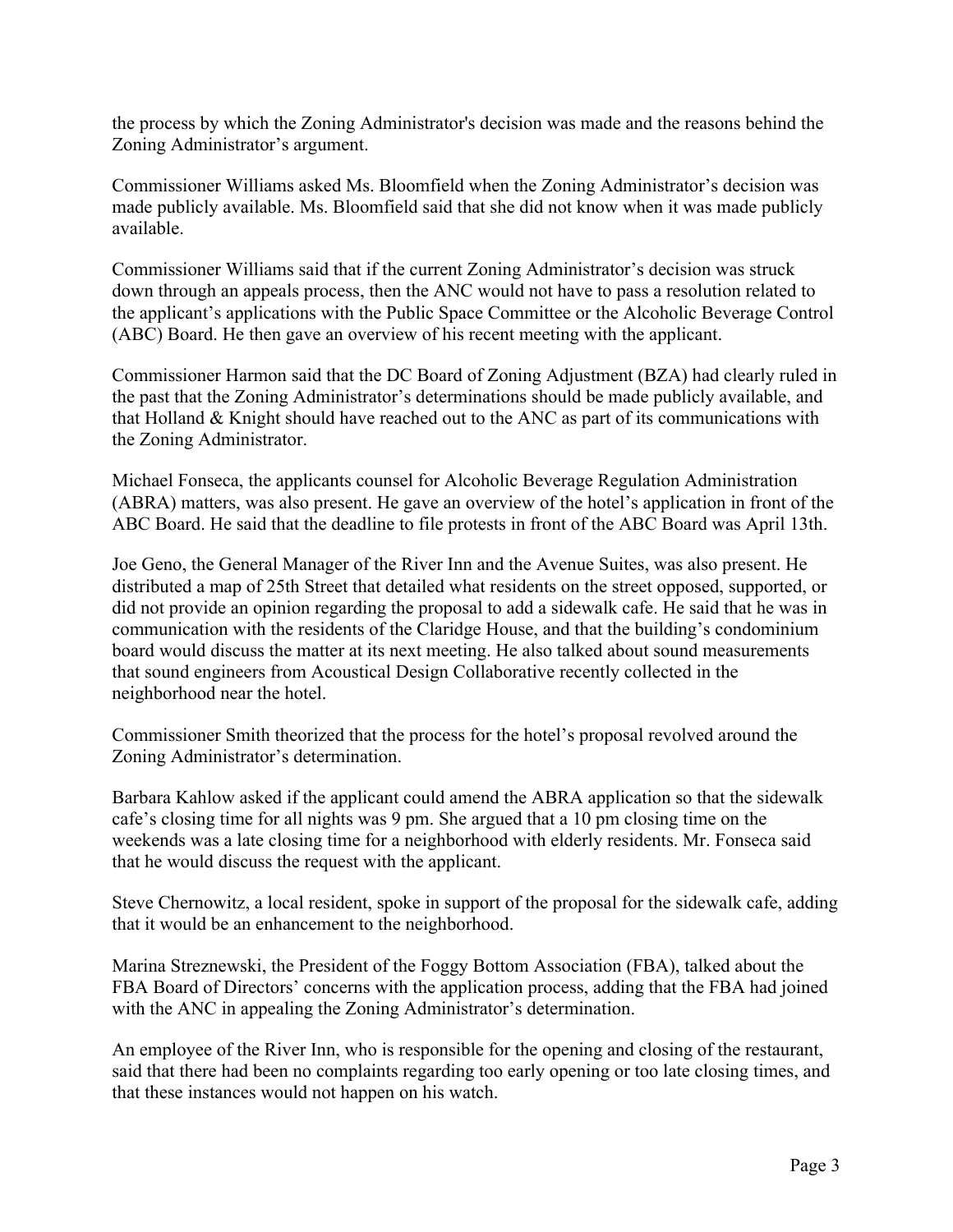the process by which the Zoning Administrator's decision was made and the reasons behind the Zoning Administrator's argument.

Commissioner Williams asked Ms. Bloomfield when the Zoning Administrator's decision was made publicly available. Ms. Bloomfield said that she did not know when it was made publicly available.

Commissioner Williams said that if the current Zoning Administrator's decision was struck down through an appeals process, then the ANC would not have to pass a resolution related to the applicant's applications with the Public Space Committee or the Alcoholic Beverage Control (ABC) Board. He then gave an overview of his recent meeting with the applicant.

Commissioner Harmon said that the DC Board of Zoning Adjustment (BZA) had clearly ruled in the past that the Zoning Administrator's determinations should be made publicly available, and that Holland & Knight should have reached out to the ANC as part of its communications with the Zoning Administrator.

Michael Fonseca, the applicants counsel for Alcoholic Beverage Regulation Administration (ABRA) matters, was also present. He gave an overview of the hotel's application in front of the ABC Board. He said that the deadline to file protests in front of the ABC Board was April 13th.

Joe Geno, the General Manager of the River Inn and the Avenue Suites, was also present. He distributed a map of 25th Street that detailed what residents on the street opposed, supported, or did not provide an opinion regarding the proposal to add a sidewalk cafe. He said that he was in communication with the residents of the Claridge House, and that the building's condominium board would discuss the matter at its next meeting. He also talked about sound measurements that sound engineers from Acoustical Design Collaborative recently collected in the neighborhood near the hotel.

Commissioner Smith theorized that the process for the hotel's proposal revolved around the Zoning Administrator's determination.

Barbara Kahlow asked if the applicant could amend the ABRA application so that the sidewalk cafe's closing time for all nights was 9 pm. She argued that a 10 pm closing time on the weekends was a late closing time for a neighborhood with elderly residents. Mr. Fonseca said that he would discuss the request with the applicant.

Steve Chernowitz, a local resident, spoke in support of the proposal for the sidewalk cafe, adding that it would be an enhancement to the neighborhood.

Marina Streznewski, the President of the Foggy Bottom Association (FBA), talked about the FBA Board of Directors' concerns with the application process, adding that the FBA had joined with the ANC in appealing the Zoning Administrator's determination.

An employee of the River Inn, who is responsible for the opening and closing of the restaurant, said that there had been no complaints regarding too early opening or too late closing times, and that these instances would not happen on his watch.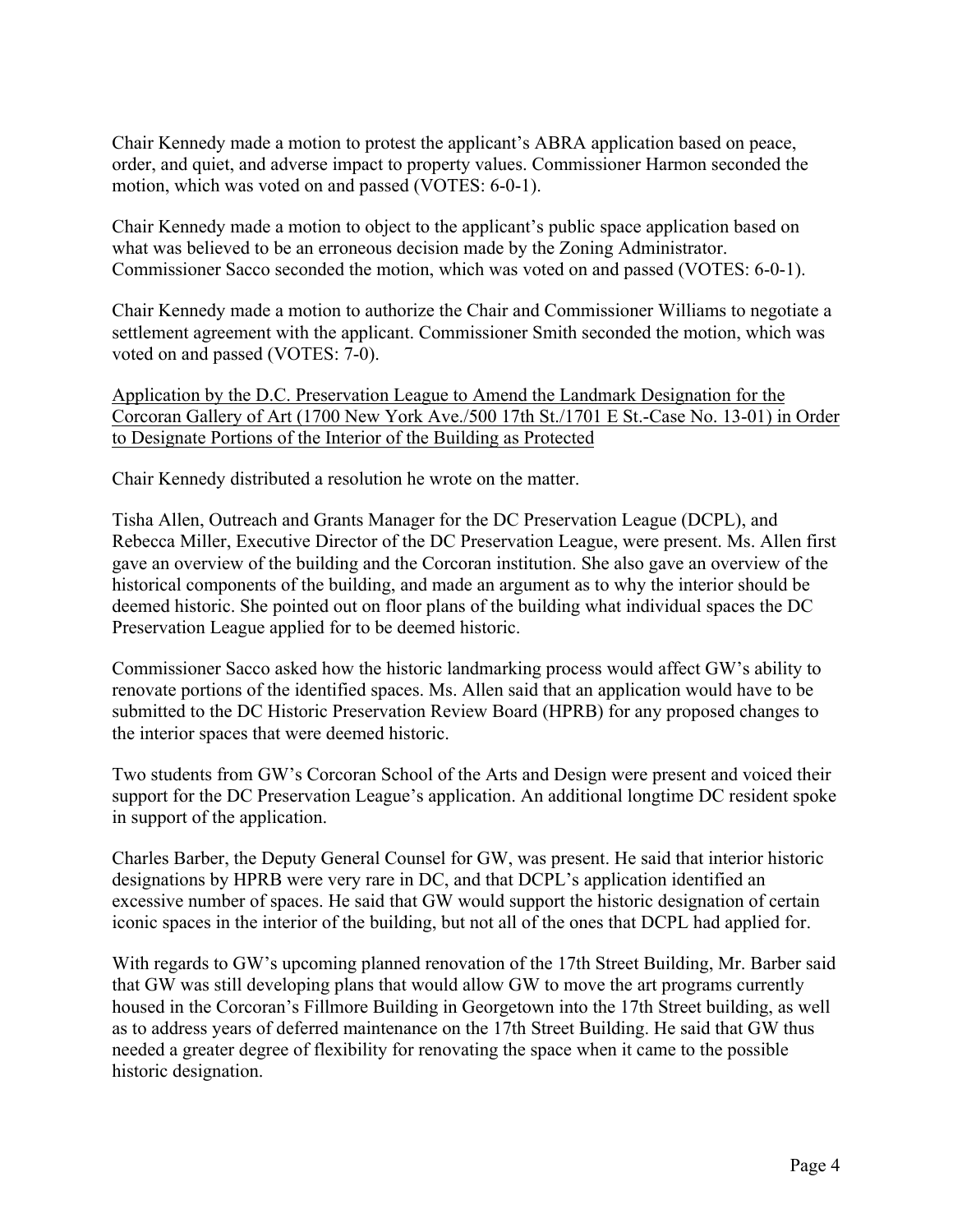Chair Kennedy made a motion to protest the applicant's ABRA application based on peace, order, and quiet, and adverse impact to property values. Commissioner Harmon seconded the motion, which was voted on and passed (VOTES: 6-0-1).

Chair Kennedy made a motion to object to the applicant's public space application based on what was believed to be an erroneous decision made by the Zoning Administrator. Commissioner Sacco seconded the motion, which was voted on and passed (VOTES: 6-0-1).

Chair Kennedy made a motion to authorize the Chair and Commissioner Williams to negotiate a settlement agreement with the applicant. Commissioner Smith seconded the motion, which was voted on and passed (VOTES: 7-0).

<u>Application by the D.C. Preservation League to Amend the Landmark Designation for the Corcoran Gallery of Art (1700 New York Ave./500 17th St./1701 E St.-Case No. 13-01) in Order to Designate Portions of the Interior of the Building as Protected</u>

Chair Kennedy distributed a resolution he wrote on the matter.

Tisha Allen, Outreach and Grants Manager for the DC Preservation League (DCPL), and Rebecca Miller, Executive Director of the DC Preservation League, were present. Ms. Allen first gave an overview of the building and the Corcoran institution. She also gave an overview of the historical components of the building, and made an argument as to why the interior should be deemed historic. She pointed out on floor plans of the building what individual spaces the DC Preservation League applied for to be deemed historic.

Commissioner Sacco asked how the historic landmarking process would affect GW's ability to renovate portions of the identified spaces. Ms. Allen said that an application would have to be submitted to the DC Historic Preservation Review Board (HPRB) for any proposed changes to the interior spaces that were deemed historic.

Two students from GW's Corcoran School of the Arts and Design were present and voiced their support for the DC Preservation League's application. An additional longtime DC resident spoke in support of the application.

Charles Barber, the Deputy General Counsel for GW, was present. He said that interior historic designations by HPRB were very rare in DC, and that DCPL's application identified an excessive number of spaces. He said that GW would support the historic designation of certain iconic spaces in the interior of the building, but not all of the ones that DCPL had applied for.

With regards to GW's upcoming planned renovation of the 17th Street Building, Mr. Barber said that GW was still developing plans that would allow GW to move the art programs currently housed in the Corcoran's Fillmore Building in Georgetown into the 17th Street building, as well as to address years of deferred maintenance on the 17th Street Building. He said that GW thus needed a greater degree of flexibility for renovating the space when it came to the possible historic designation.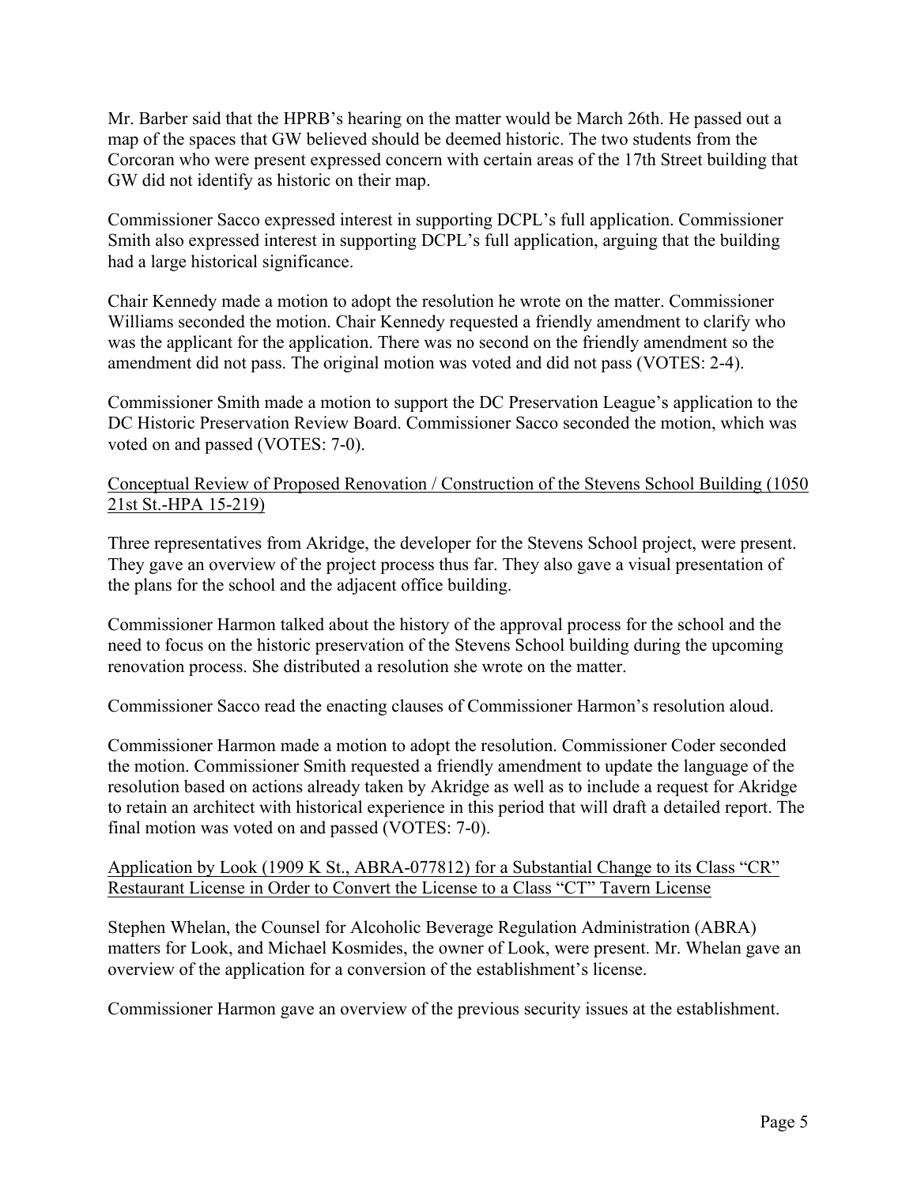Mr. Barber said that the HPRB's hearing on the matter would be March 26th. He passed out a map of the spaces that GW believed should be deemed historic. The two students from the Corcoran who were present expressed concern with certain areas of the 17th Street building that GW did not identify as historic on their map.

Commissioner Sacco expressed interest in supporting DCPL's full application. Commissioner Smith also expressed interest in supporting DCPL's full application, arguing that the building had a large historical significance.

Chair Kennedy made a motion to adopt the resolution he wrote on the matter. Commissioner Williams seconded the motion. Chair Kennedy requested a friendly amendment to clarify who was the applicant for the application. There was no second on the friendly amendment so the amendment did not pass. The original motion was voted and did not pass (VOTES: 2-4).

Commissioner Smith made a motion to support the DC Preservation League's application to the DC Historic Preservation Review Board. Commissioner Sacco seconded the motion, which was voted on and passed (VOTES: 7-0).

<u>Conceptual Review of Proposed Renovation / Construction of the Stevens School Building (1050 21st St.-HPA 15-219)</u>

Three representatives from Akridge, the developer for the Stevens School project, were present. They gave an overview of the project process thus far. They also gave a visual presentation of the plans for the school and the adjacent office building.

Commissioner Harmon talked about the history of the approval process for the school and the need to focus on the historic preservation of the Stevens School building during the upcoming renovation process. She distributed a resolution she wrote on the matter.

Commissioner Sacco read the enacting clauses of Commissioner Harmon's resolution aloud.

Commissioner Harmon made a motion to adopt the resolution. Commissioner Coder seconded the motion. Commissioner Smith requested a friendly amendment to update the language of the resolution based on actions already taken by Akridge as well as to include a request for Akridge to retain an architect with historical experience in this period that will draft a detailed report. The final motion was voted on and passed (VOTES: 7-0).

<u>Application by Look (1909 K St., ABRA-077812) for a Substantial Change to its Class "CR" Restaurant License in Order to Convert the License to a Class "CT" Tavern License</u>

Stephen Whelan, the Counsel for Alcoholic Beverage Regulation Administration (ABRA) matters for Look, and Michael Kosmides, the owner of Look, were present. Mr. Whelan gave an overview of the application for a conversion of the establishment's license.

Commissioner Harmon gave an overview of the previous security issues at the establishment.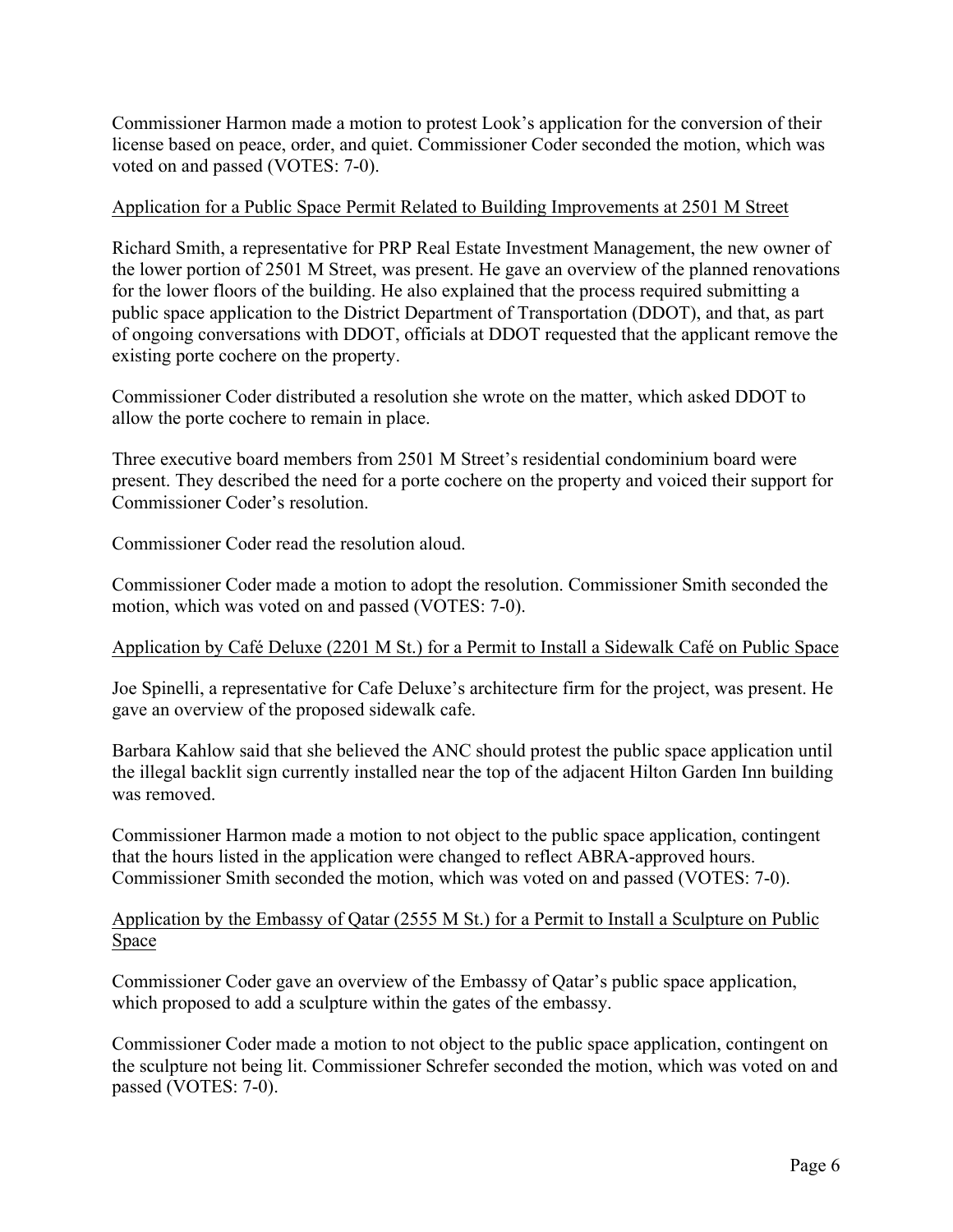Commissioner Harmon made a motion to protest Look's application for the conversion of their license based on peace, order, and quiet. Commissioner Coder seconded the motion, which was voted on and passed (VOTES: 7-0).

<u>Application for a Public Space Permit Related to Building Improvements at 2501 M Street</u>

Richard Smith, a representative for PRP Real Estate Investment Management, the new owner of the lower portion of 2501 M Street, was present. He gave an overview of the planned renovations for the lower floors of the building. He also explained that the process required submitting a public space application to the District Department of Transportation (DDOT), and that, as part of ongoing conversations with DDOT, officials at DDOT requested that the applicant remove the existing porte cochere on the property.

Commissioner Coder distributed a resolution she wrote on the matter, which asked DDOT to allow the porte cochere to remain in place.

Three executive board members from 2501 M Street's residential condominium board were present. They described the need for a porte cochere on the property and voiced their support for Commissioner Coder's resolution.

Commissioner Coder read the resolution aloud.

Commissioner Coder made a motion to adopt the resolution. Commissioner Smith seconded the motion, which was voted on and passed (VOTES: 7-0).

<u>Application by Café Deluxe (2201 M St.) for a Permit to Install a Sidewalk Café on Public Space</u>

Joe Spinelli, a representative for Cafe Deluxe's architecture firm for the project, was present. He gave an overview of the proposed sidewalk cafe.

Barbara Kahlow said that she believed the ANC should protest the public space application until the illegal backlit sign currently installed near the top of the adjacent Hilton Garden Inn building was removed.

Commissioner Harmon made a motion to not object to the public space application, contingent that the hours listed in the application were changed to reflect ABRA-approved hours. Commissioner Smith seconded the motion, which was voted on and passed (VOTES: 7-0).

<u>Application by the Embassy of Qatar (2555 M St.) for a Permit to Install a Sculpture on Public Space</u>

Commissioner Coder gave an overview of the Embassy of Qatar's public space application, which proposed to add a sculpture within the gates of the embassy.

Commissioner Coder made a motion to not object to the public space application, contingent on the sculpture not being lit. Commissioner Schrefer seconded the motion, which was voted on and passed (VOTES: 7-0).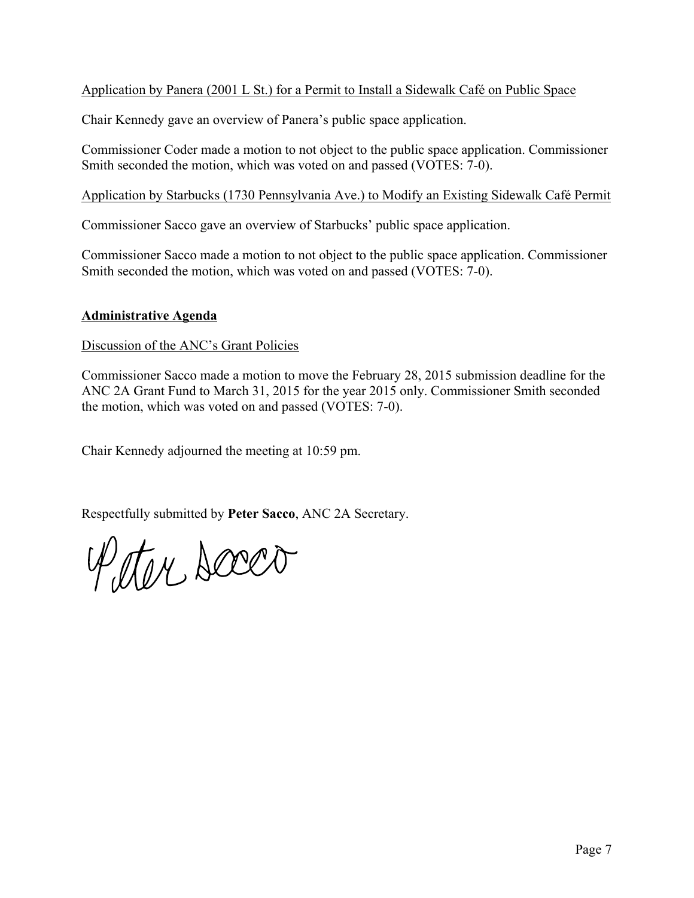Application by Panera (2001 L St.) for a Permit to Install a Sidewalk Café on Public Space

Chair Kennedy gave an overview of Panera's public space application.

Commissioner Coder made a motion to not object to the public space application. Commissioner Smith seconded the motion, which was voted on and passed (VOTES: 7-0).

Application by Starbucks (1730 Pennsylvania Ave.) to Modify an Existing Sidewalk Café Permit

Commissioner Sacco gave an overview of Starbucks' public space application.

Commissioner Sacco made a motion to not object to the public space application. Commissioner Smith seconded the motion, which was voted on and passed (VOTES: 7-0).

## Administrative Agenda

Discussion of the ANC's Grant Policies

Commissioner Sacco made a motion to move the February 28, 2015 submission deadline for the ANC 2A Grant Fund to March 31, 2015 for the year 2015 only. Commissioner Smith seconded the motion, which was voted on and passed (VOTES: 7-0).

Chair Kennedy adjourned the meeting at 10:59 pm.

Respectfully submitted by **Peter Sacco**, ANC 2A Secretary.

Peter Sacco